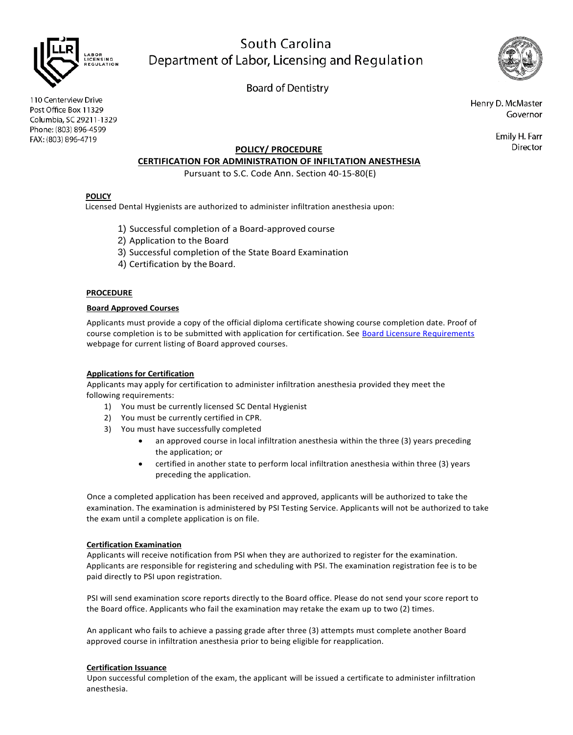# South Carolina Department of Labor, Licensing and Regulation

## Board of Dentistry

110 Centerview Drive
Post Office Box 11329
Columbia, SC 29211-1329
Phone: (803) 896-4599
FAX: (803) 896-4719

Henry D. McMaster
Governor

Emily H. Farr
Director

**POLICY/ PROCEDURE**

**CERTIFICATION FOR ADMINISTRATION OF INFILTATION ANESTHESIA**

Pursuant to S.C. Code Ann. Section 40-15-80(E)

**POLICY**

Licensed Dental Hygienists are authorized to administer infiltration anesthesia upon:

1) Successful completion of a Board-approved course
2) Application to the Board
3) Successful completion of the State Board Examination
4) Certification by the Board.

**PROCEDURE**

**Board Approved Courses**

Applicants must provide a copy of the official diploma certificate showing course completion date. Proof of course completion is to be submitted with application for certification. See Board Licensure Requirements webpage for current listing of Board approved courses.

**Applications for Certification**

Applicants may apply for certification to administer infiltration anesthesia provided they meet the following requirements:

1) You must be currently licensed SC Dental Hygienist
2) You must be currently certified in CPR.
3) You must have successfully completed
   - an approved course in local infiltration anesthesia within the three (3) years preceding the application; or
   - certified in another state to perform local infiltration anesthesia within three (3) years preceding the application.

Once a completed application has been received and approved, applicants will be authorized to take the examination. The examination is administered by PSI Testing Service. Applicants will not be authorized to take the exam until a complete application is on file.

**Certification Examination**

Applicants will receive notification from PSI when they are authorized to register for the examination. Applicants are responsible for registering and scheduling with PSI. The examination registration fee is to be paid directly to PSI upon registration.

PSI will send examination score reports directly to the Board office. Please do not send your score report to the Board office. Applicants who fail the examination may retake the exam up to two (2) times.

An applicant who fails to achieve a passing grade after three (3) attempts must complete another Board approved course in infiltration anesthesia prior to being eligible for reapplication.

**Certification Issuance**

Upon successful completion of the exam, the applicant will be issued a certificate to administer infiltration anesthesia.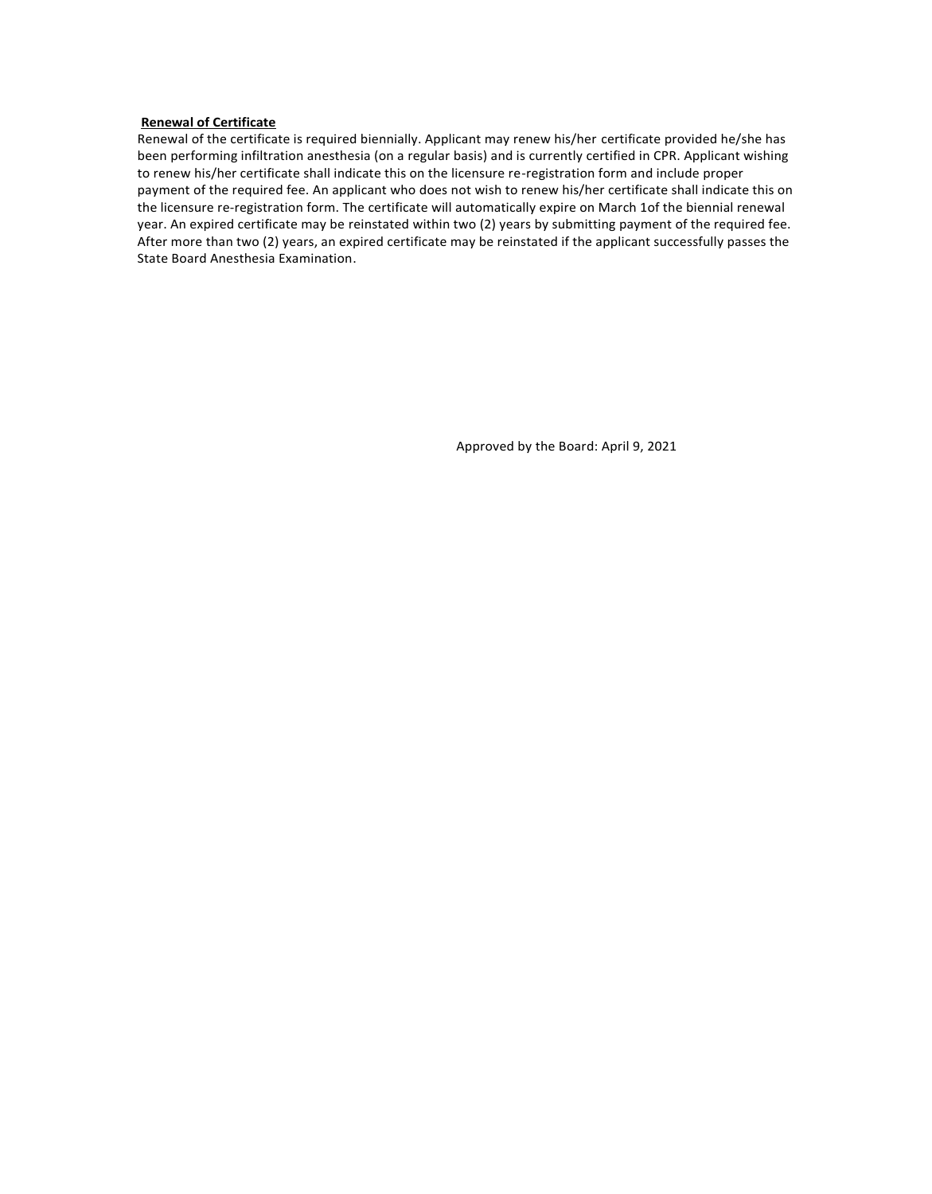**<u>Renewal of Certificate</u>**

Renewal of the certificate is required biennially. Applicant may renew his/her certificate provided he/she has been performing infiltration anesthesia (on a regular basis) and is currently certified in CPR. Applicant wishing to renew his/her certificate shall indicate this on the licensure re-registration form and include proper payment of the required fee. An applicant who does not wish to renew his/her certificate shall indicate this on the licensure re-registration form. The certificate will automatically expire on March 1of the biennial renewal year. An expired certificate may be reinstated within two (2) years by submitting payment of the required fee. After more than two (2) years, an expired certificate may be reinstated if the applicant successfully passes the State Board Anesthesia Examination.

Approved by the Board: April 9, 2021